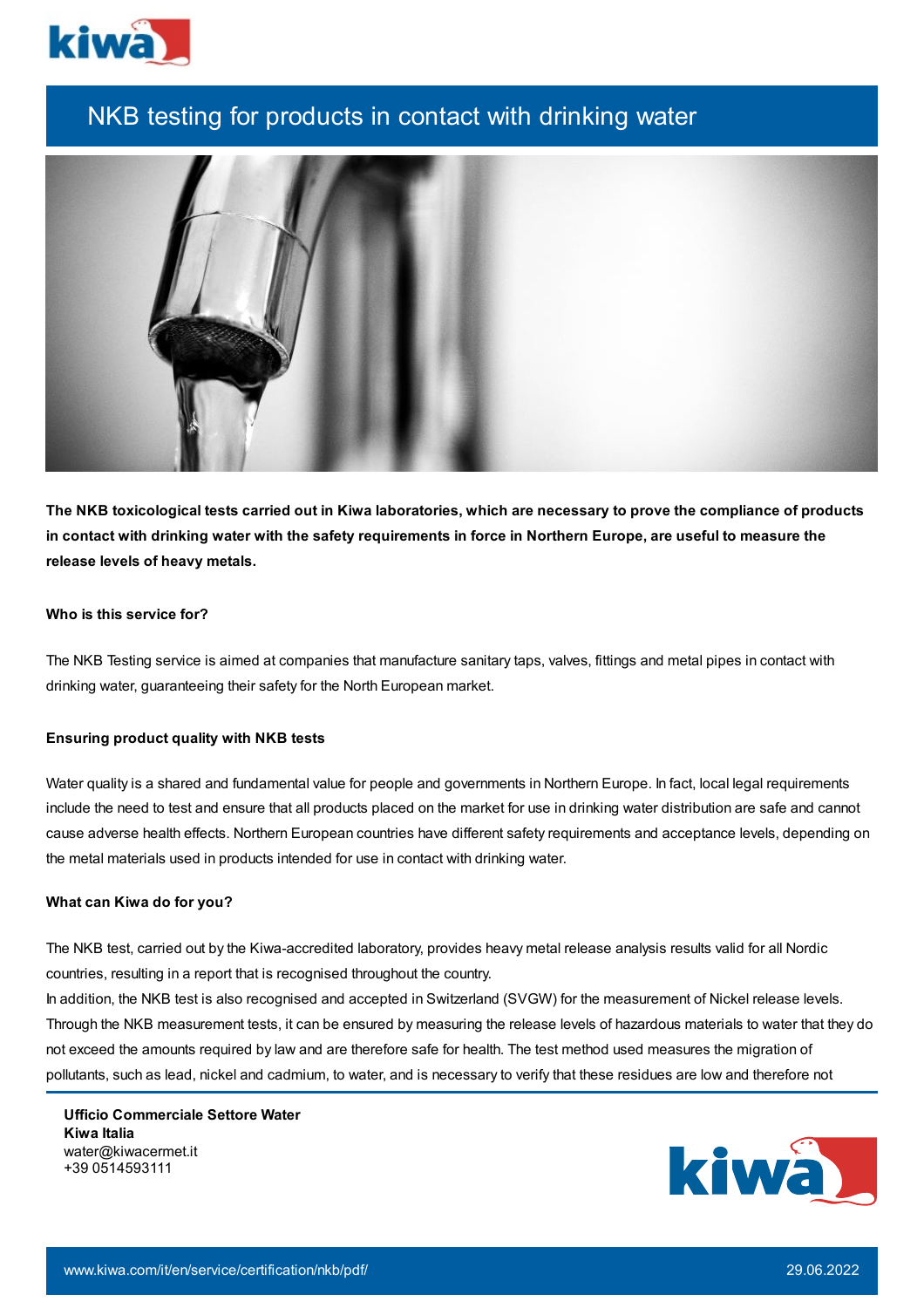# NKB testing for products in contact with drinking water

**The NKB toxicological tests carried out in Kiwa laboratories, which are necessary to prove the compliance of products in contact with drinking water with the safety requirements in force in Northern Europe, are useful to measure the release levels of heavy metals.**

**Who is this service for?**

The NKB Testing service is aimed at companies that manufacture sanitary taps, valves, fittings and metal pipes in contact with drinking water, guaranteeing their safety for the North European market.

**Ensuring product quality with NKB tests**

Water quality is a shared and fundamental value for people and governments in Northern Europe. In fact, local legal requirements include the need to test and ensure that all products placed on the market for use in drinking water distribution are safe and cannot cause adverse health effects. Northern European countries have different safety requirements and acceptance levels, depending on the metal materials used in products intended for use in contact with drinking water.

**What can Kiwa do for you?**

The NKB test, carried out by the Kiwa-accredited laboratory, provides heavy metal release analysis results valid for all Nordic countries, resulting in a report that is recognised throughout the country.
In addition, the NKB test is also recognised and accepted in Switzerland (SVGW) for the measurement of Nickel release levels. Through the NKB measurement tests, it can be ensured by measuring the release levels of hazardous materials to water that they do not exceed the amounts required by law and are therefore safe for health. The test method used measures the migration of pollutants, such as lead, nickel and cadmium, to water, and is necessary to verify that these residues are low and therefore not

**Ufficio Commerciale Settore Water**
**Kiwa Italia**
water@kiwacermet.it
+39 0514593111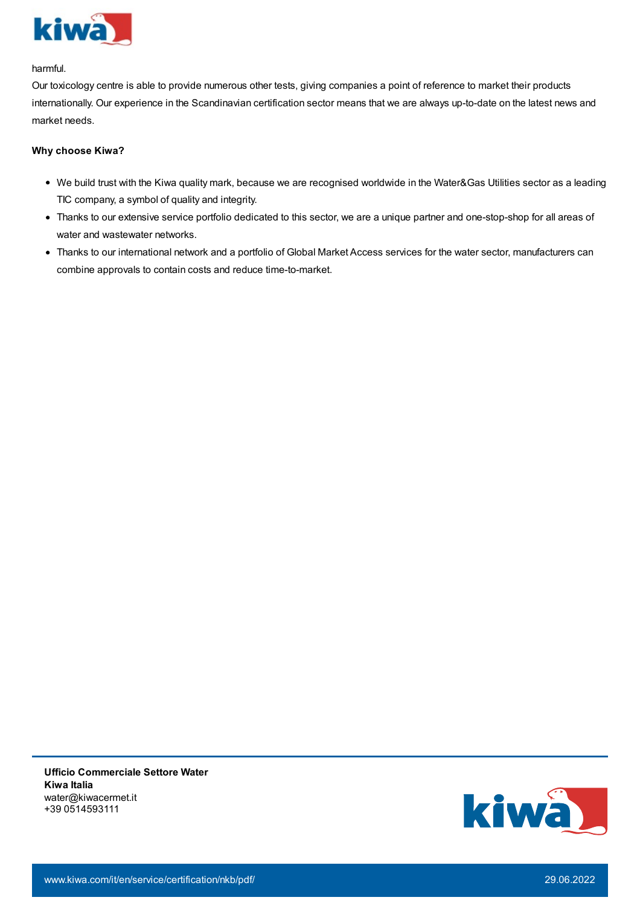harmful.

Our toxicology centre is able to provide numerous other tests, giving companies a point of reference to market their products internationally. Our experience in the Scandinavian certification sector means that we are always up-to-date on the latest news and market needs.

**Why choose Kiwa?**

- We build trust with the Kiwa quality mark, because we are recognised worldwide in the Water&Gas Utilities sector as a leading TIC company, a symbol of quality and integrity.
- Thanks to our extensive service portfolio dedicated to this sector, we are a unique partner and one-stop-shop for all areas of water and wastewater networks.
- Thanks to our international network and a portfolio of Global Market Access services for the water sector, manufacturers can combine approvals to contain costs and reduce time-to-market.

**Ufficio Commerciale Settore Water**
**Kiwa Italia**
water@kiwacermet.it
+39 0514593111